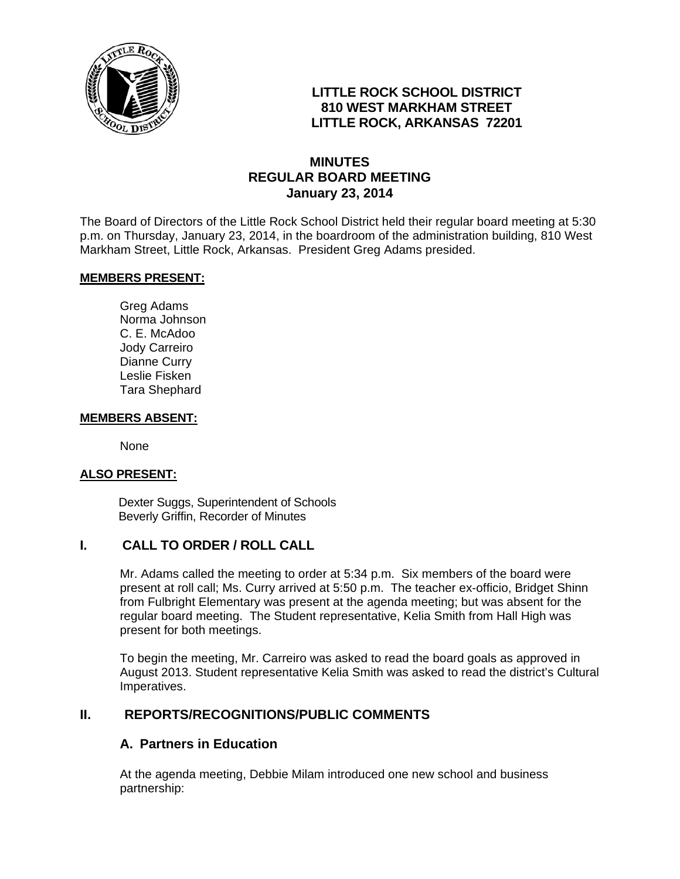**LITTLE ROCK SCHOOL DISTRICT**
**810 WEST MARKHAM STREET**
**LITTLE ROCK, ARKANSAS 72201**

# MINUTES
## REGULAR BOARD MEETING
### January 23, 2014

The Board of Directors of the Little Rock School District held their regular board meeting at 5:30 p.m. on Thursday, January 23, 2014, in the boardroom of the administration building, 810 West Markham Street, Little Rock, Arkansas. President Greg Adams presided.

**MEMBERS PRESENT:**

Greg Adams
Norma Johnson
C. E. McAdoo
Jody Carreiro
Dianne Curry
Leslie Fisken
Tara Shephard

**MEMBERS ABSENT:**

None

**ALSO PRESENT:**

Dexter Suggs, Superintendent of Schools
Beverly Griffin, Recorder of Minutes

## I. CALL TO ORDER / ROLL CALL

Mr. Adams called the meeting to order at 5:34 p.m. Six members of the board were present at roll call; Ms. Curry arrived at 5:50 p.m. The teacher ex-officio, Bridget Shinn from Fulbright Elementary was present at the agenda meeting; but was absent for the regular board meeting. The Student representative, Kelia Smith from Hall High was present for both meetings.

To begin the meeting, Mr. Carreiro was asked to read the board goals as approved in August 2013. Student representative Kelia Smith was asked to read the district's Cultural Imperatives.

## II. REPORTS/RECOGNITIONS/PUBLIC COMMENTS

### A. Partners in Education

At the agenda meeting, Debbie Milam introduced one new school and business partnership: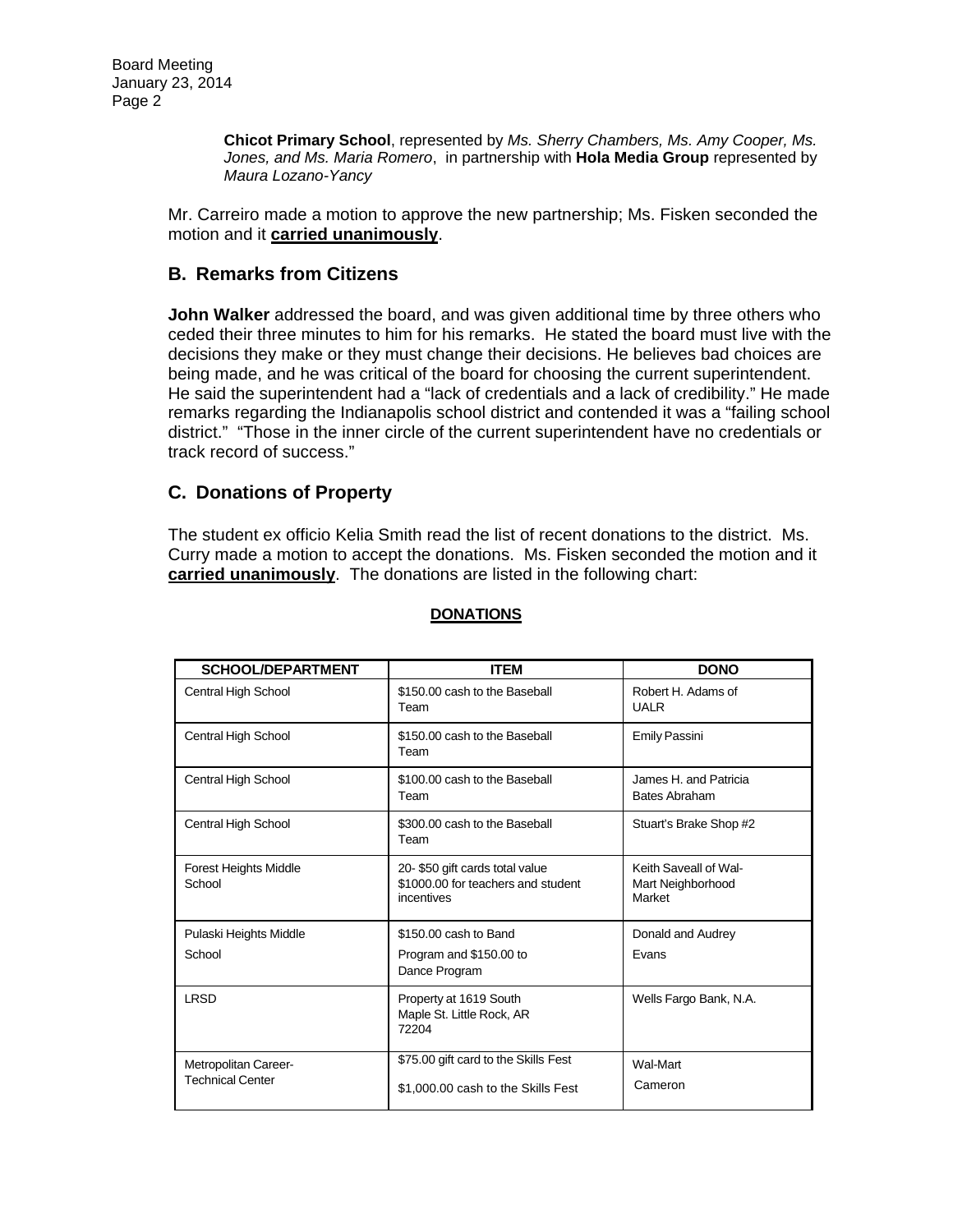**Chicot Primary School**, represented by *Ms. Sherry Chambers, Ms. Amy Cooper, Ms. Jones, and Ms. Maria Romero*, in partnership with **Hola Media Group** represented by *Maura Lozano-Yancy*

Mr. Carreiro made a motion to approve the new partnership; Ms. Fisken seconded the motion and it **carried unanimously**.

## B. Remarks from Citizens

**John Walker** addressed the board, and was given additional time by three others who ceded their three minutes to him for his remarks. He stated the board must live with the decisions they make or they must change their decisions. He believes bad choices are being made, and he was critical of the board for choosing the current superintendent. He said the superintendent had a "lack of credentials and a lack of credibility." He made remarks regarding the Indianapolis school district and contended it was a "failing school district." "Those in the inner circle of the current superintendent have no credentials or track record of success."

## C. Donations of Property

The student ex officio Kelia Smith read the list of recent donations to the district. Ms. Curry made a motion to accept the donations. Ms. Fisken seconded the motion and it **carried unanimously**. The donations are listed in the following chart:

**DONATIONS**

| SCHOOL/DEPARTMENT | ITEM | DONO |
|---|---|---|
| Central High School | $150.00 cash to the Baseball Team | Robert H. Adams of UALR |
| Central High School | $150.00 cash to the Baseball Team | Emily Passini |
| Central High School | $100.00 cash to the Baseball Team | James H. and Patricia Bates Abraham |
| Central High School | $300.00 cash to the Baseball Team | Stuart's Brake Shop #2 |
| Forest Heights Middle School | 20- $50 gift cards total value $1000.00 for teachers and student incentives | Keith Saveall of Wal-Mart Neighborhood Market |
| Pulaski Heights Middle School | $150.00 cash to Band Program and $150.00 to Dance Program | Donald and Audrey Evans |
| LRSD | Property at 1619 South Maple St. Little Rock, AR 72204 | Wells Fargo Bank, N.A. |
| Metropolitan Career-Technical Center | $75.00 gift card to the Skills Fest<br>$1,000.00 cash to the Skills Fest | Wal-Mart<br>Cameron |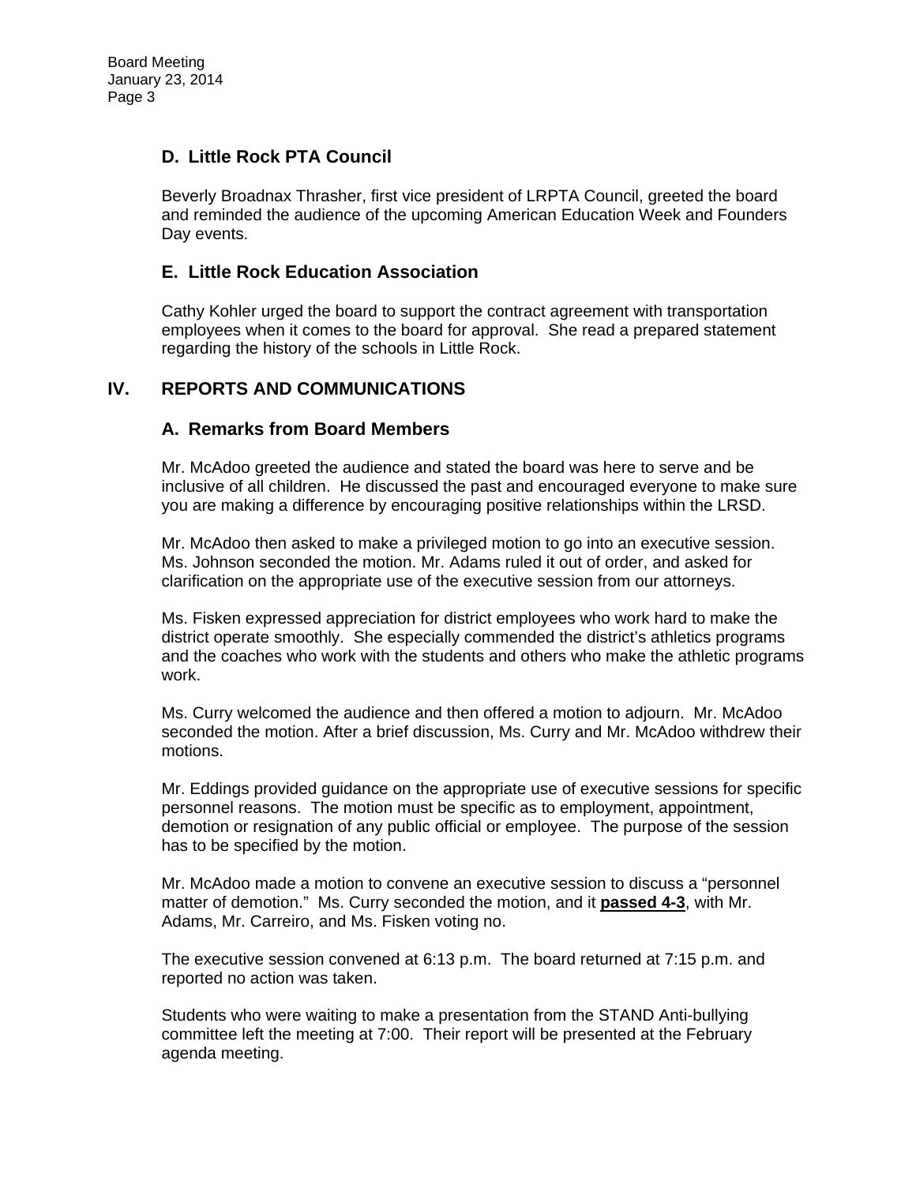### D. Little Rock PTA Council

Beverly Broadnax Thrasher, first vice president of LRPTA Council, greeted the board and reminded the audience of the upcoming American Education Week and Founders Day events.

### E. Little Rock Education Association

Cathy Kohler urged the board to support the contract agreement with transportation employees when it comes to the board for approval. She read a prepared statement regarding the history of the schools in Little Rock.

## IV. REPORTS AND COMMUNICATIONS

### A. Remarks from Board Members

Mr. McAdoo greeted the audience and stated the board was here to serve and be inclusive of all children. He discussed the past and encouraged everyone to make sure you are making a difference by encouraging positive relationships within the LRSD.

Mr. McAdoo then asked to make a privileged motion to go into an executive session. Ms. Johnson seconded the motion. Mr. Adams ruled it out of order, and asked for clarification on the appropriate use of the executive session from our attorneys.

Ms. Fisken expressed appreciation for district employees who work hard to make the district operate smoothly. She especially commended the district's athletics programs and the coaches who work with the students and others who make the athletic programs work.

Ms. Curry welcomed the audience and then offered a motion to adjourn. Mr. McAdoo seconded the motion. After a brief discussion, Ms. Curry and Mr. McAdoo withdrew their motions.

Mr. Eddings provided guidance on the appropriate use of executive sessions for specific personnel reasons. The motion must be specific as to employment, appointment, demotion or resignation of any public official or employee. The purpose of the session has to be specified by the motion.

Mr. McAdoo made a motion to convene an executive session to discuss a "personnel matter of demotion." Ms. Curry seconded the motion, and it **passed 4-3**, with Mr. Adams, Mr. Carreiro, and Ms. Fisken voting no.

The executive session convened at 6:13 p.m. The board returned at 7:15 p.m. and reported no action was taken.

Students who were waiting to make a presentation from the STAND Anti-bullying committee left the meeting at 7:00. Their report will be presented at the February agenda meeting.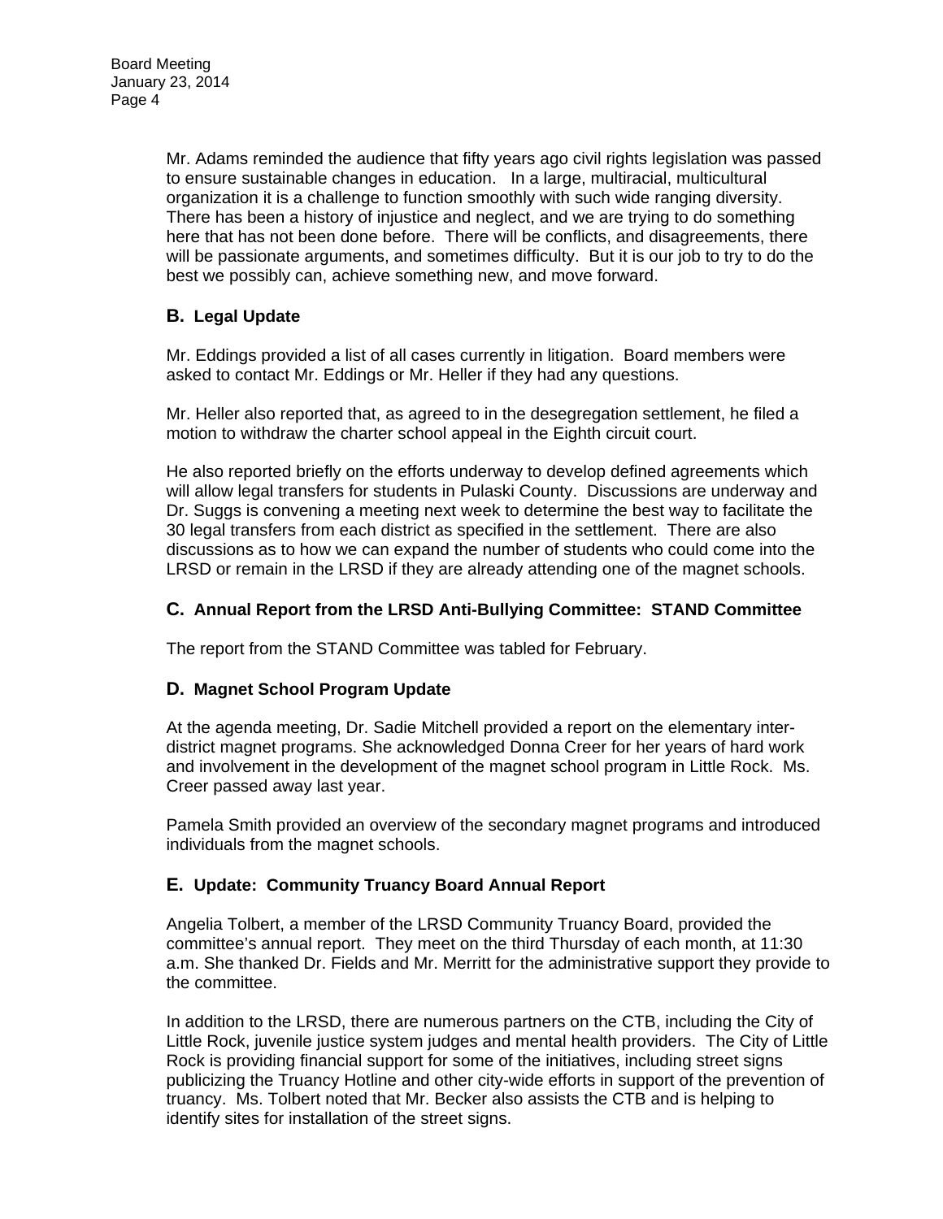Mr. Adams reminded the audience that fifty years ago civil rights legislation was passed to ensure sustainable changes in education. In a large, multiracial, multicultural organization it is a challenge to function smoothly with such wide ranging diversity. There has been a history of injustice and neglect, and we are trying to do something here that has not been done before. There will be conflicts, and disagreements, there will be passionate arguments, and sometimes difficulty. But it is our job to try to do the best we possibly can, achieve something new, and move forward.

### B. Legal Update

Mr. Eddings provided a list of all cases currently in litigation. Board members were asked to contact Mr. Eddings or Mr. Heller if they had any questions.

Mr. Heller also reported that, as agreed to in the desegregation settlement, he filed a motion to withdraw the charter school appeal in the Eighth circuit court.

He also reported briefly on the efforts underway to develop defined agreements which will allow legal transfers for students in Pulaski County. Discussions are underway and Dr. Suggs is convening a meeting next week to determine the best way to facilitate the 30 legal transfers from each district as specified in the settlement. There are also discussions as to how we can expand the number of students who could come into the LRSD or remain in the LRSD if they are already attending one of the magnet schools.

### C. Annual Report from the LRSD Anti-Bullying Committee: STAND Committee

The report from the STAND Committee was tabled for February.

### D. Magnet School Program Update

At the agenda meeting, Dr. Sadie Mitchell provided a report on the elementary inter-district magnet programs. She acknowledged Donna Creer for her years of hard work and involvement in the development of the magnet school program in Little Rock. Ms. Creer passed away last year.

Pamela Smith provided an overview of the secondary magnet programs and introduced individuals from the magnet schools.

### E. Update: Community Truancy Board Annual Report

Angelia Tolbert, a member of the LRSD Community Truancy Board, provided the committee's annual report. They meet on the third Thursday of each month, at 11:30 a.m. She thanked Dr. Fields and Mr. Merritt for the administrative support they provide to the committee.

In addition to the LRSD, there are numerous partners on the CTB, including the City of Little Rock, juvenile justice system judges and mental health providers. The City of Little Rock is providing financial support for some of the initiatives, including street signs publicizing the Truancy Hotline and other city-wide efforts in support of the prevention of truancy. Ms. Tolbert noted that Mr. Becker also assists the CTB and is helping to identify sites for installation of the street signs.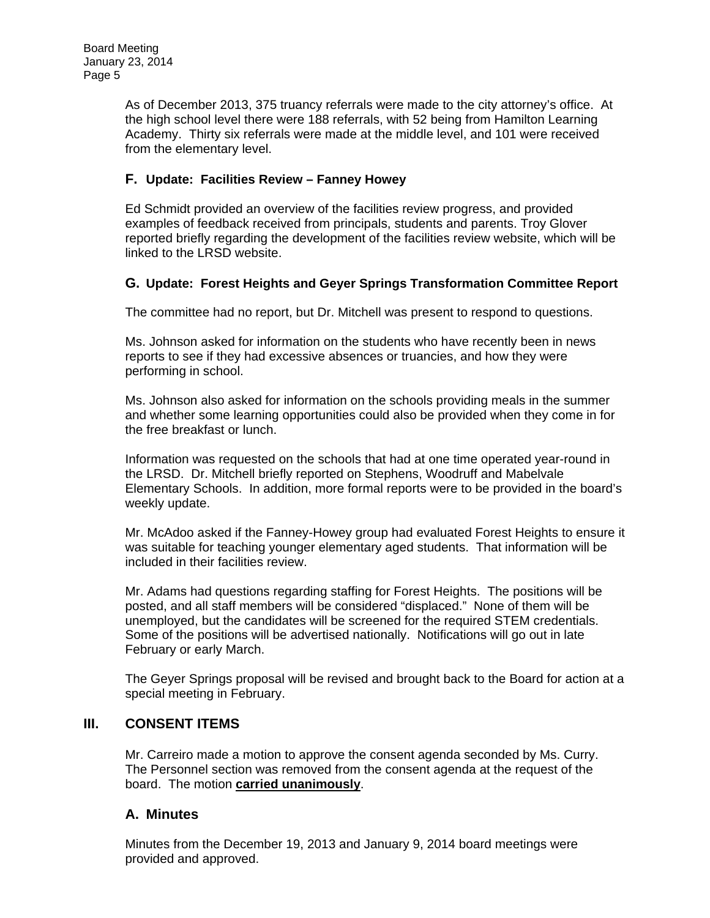As of December 2013, 375 truancy referrals were made to the city attorney's office. At the high school level there were 188 referrals, with 52 being from Hamilton Learning Academy. Thirty six referrals were made at the middle level, and 101 were received from the elementary level.

### F. Update: Facilities Review – Fanney Howey

Ed Schmidt provided an overview of the facilities review progress, and provided examples of feedback received from principals, students and parents. Troy Glover reported briefly regarding the development of the facilities review website, which will be linked to the LRSD website.

### G. Update: Forest Heights and Geyer Springs Transformation Committee Report

The committee had no report, but Dr. Mitchell was present to respond to questions.

Ms. Johnson asked for information on the students who have recently been in news reports to see if they had excessive absences or truancies, and how they were performing in school.

Ms. Johnson also asked for information on the schools providing meals in the summer and whether some learning opportunities could also be provided when they come in for the free breakfast or lunch.

Information was requested on the schools that had at one time operated year-round in the LRSD. Dr. Mitchell briefly reported on Stephens, Woodruff and Mabelvale Elementary Schools. In addition, more formal reports were to be provided in the board's weekly update.

Mr. McAdoo asked if the Fanney-Howey group had evaluated Forest Heights to ensure it was suitable for teaching younger elementary aged students. That information will be included in their facilities review.

Mr. Adams had questions regarding staffing for Forest Heights. The positions will be posted, and all staff members will be considered "displaced." None of them will be unemployed, but the candidates will be screened for the required STEM credentials. Some of the positions will be advertised nationally. Notifications will go out in late February or early March.

The Geyer Springs proposal will be revised and brought back to the Board for action at a special meeting in February.

## III. CONSENT ITEMS

Mr. Carreiro made a motion to approve the consent agenda seconded by Ms. Curry. The Personnel section was removed from the consent agenda at the request of the board. The motion **carried unanimously**.

### A. Minutes

Minutes from the December 19, 2013 and January 9, 2014 board meetings were provided and approved.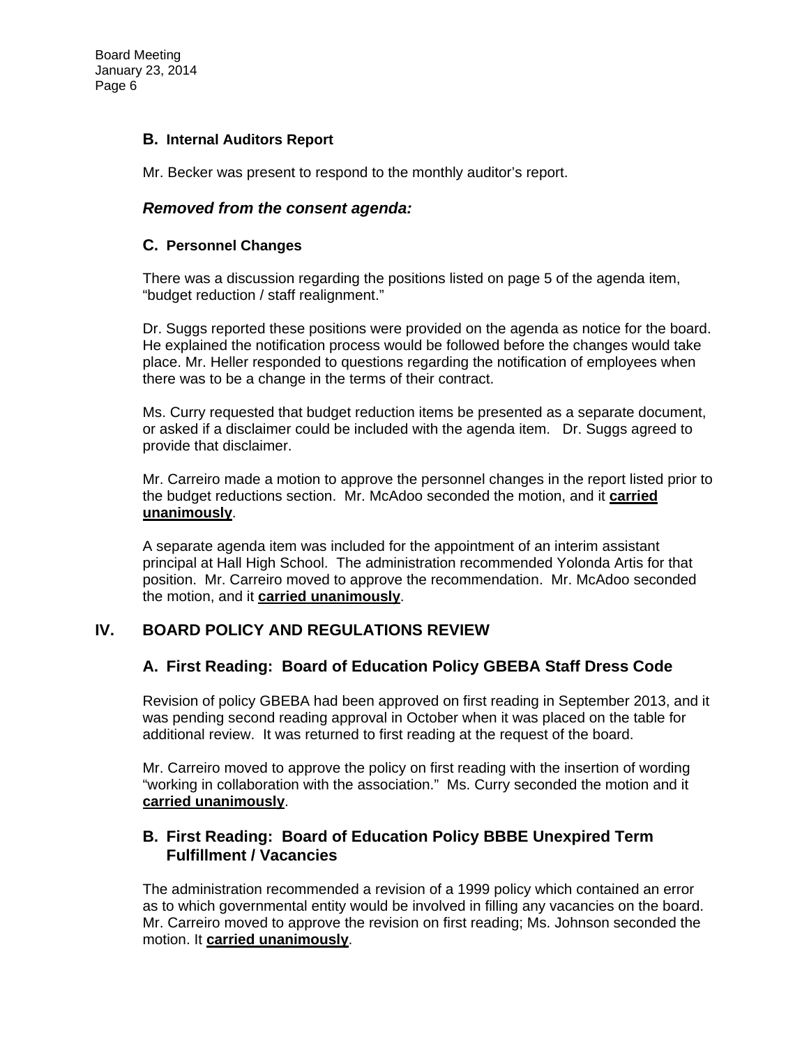### B. Internal Auditors Report

Mr. Becker was present to respond to the monthly auditor's report.

### *Removed from the consent agenda:*

### C. Personnel Changes

There was a discussion regarding the positions listed on page 5 of the agenda item, "budget reduction / staff realignment."

Dr. Suggs reported these positions were provided on the agenda as notice for the board. He explained the notification process would be followed before the changes would take place. Mr. Heller responded to questions regarding the notification of employees when there was to be a change in the terms of their contract.

Ms. Curry requested that budget reduction items be presented as a separate document, or asked if a disclaimer could be included with the agenda item. Dr. Suggs agreed to provide that disclaimer.

Mr. Carreiro made a motion to approve the personnel changes in the report listed prior to the budget reductions section. Mr. McAdoo seconded the motion, and it **carried unanimously**.

A separate agenda item was included for the appointment of an interim assistant principal at Hall High School. The administration recommended Yolonda Artis for that position. Mr. Carreiro moved to approve the recommendation. Mr. McAdoo seconded the motion, and it **carried unanimously**.

## IV. BOARD POLICY AND REGULATIONS REVIEW

### A. First Reading: Board of Education Policy GBEBA Staff Dress Code

Revision of policy GBEBA had been approved on first reading in September 2013, and it was pending second reading approval in October when it was placed on the table for additional review. It was returned to first reading at the request of the board.

Mr. Carreiro moved to approve the policy on first reading with the insertion of wording "working in collaboration with the association." Ms. Curry seconded the motion and it **carried unanimously**.

### B. First Reading: Board of Education Policy BBBE Unexpired Term Fulfillment / Vacancies

The administration recommended a revision of a 1999 policy which contained an error as to which governmental entity would be involved in filling any vacancies on the board. Mr. Carreiro moved to approve the revision on first reading; Ms. Johnson seconded the motion. It **carried unanimously**.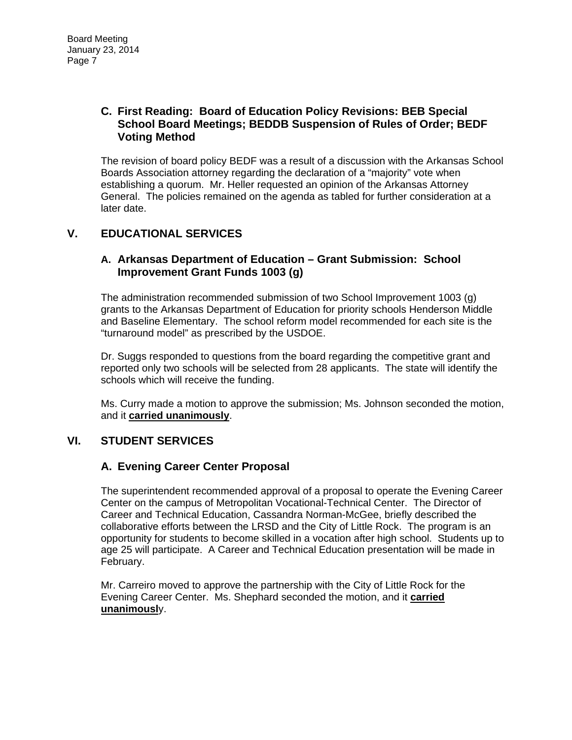### C. First Reading: Board of Education Policy Revisions: BEB Special School Board Meetings; BEDDB Suspension of Rules of Order; BEDF Voting Method

The revision of board policy BEDF was a result of a discussion with the Arkansas School Boards Association attorney regarding the declaration of a "majority" vote when establishing a quorum. Mr. Heller requested an opinion of the Arkansas Attorney General. The policies remained on the agenda as tabled for further consideration at a later date.

## V. EDUCATIONAL SERVICES

### A. Arkansas Department of Education – Grant Submission: School Improvement Grant Funds 1003 (g)

The administration recommended submission of two School Improvement 1003 (g) grants to the Arkansas Department of Education for priority schools Henderson Middle and Baseline Elementary. The school reform model recommended for each site is the "turnaround model" as prescribed by the USDOE.

Dr. Suggs responded to questions from the board regarding the competitive grant and reported only two schools will be selected from 28 applicants. The state will identify the schools which will receive the funding.

Ms. Curry made a motion to approve the submission; Ms. Johnson seconded the motion, and it **carried unanimously**.

## VI. STUDENT SERVICES

### A. Evening Career Center Proposal

The superintendent recommended approval of a proposal to operate the Evening Career Center on the campus of Metropolitan Vocational-Technical Center. The Director of Career and Technical Education, Cassandra Norman-McGee, briefly described the collaborative efforts between the LRSD and the City of Little Rock. The program is an opportunity for students to become skilled in a vocation after high school. Students up to age 25 will participate. A Career and Technical Education presentation will be made in February.

Mr. Carreiro moved to approve the partnership with the City of Little Rock for the Evening Career Center. Ms. Shephard seconded the motion, and it **carried unanimously**.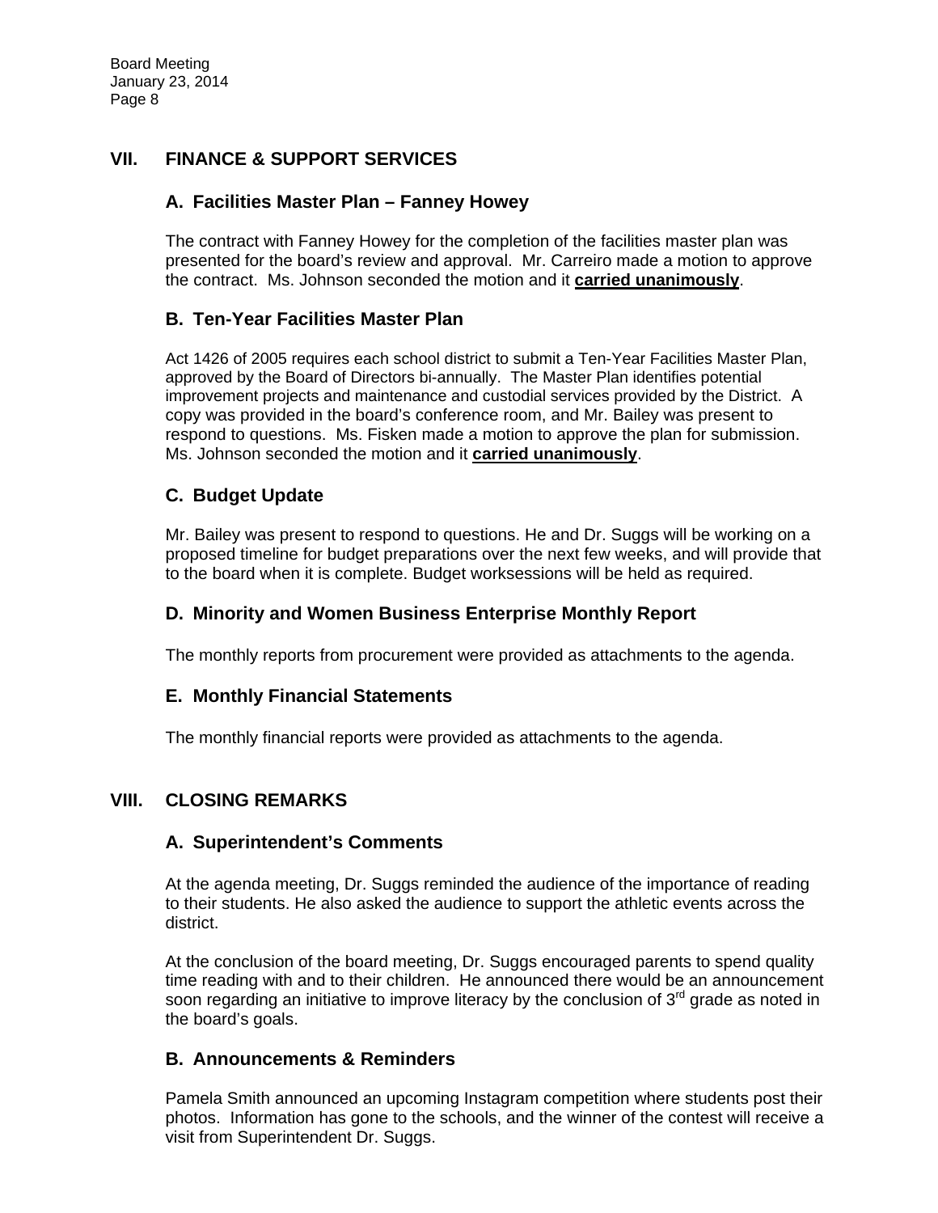## VII. FINANCE & SUPPORT SERVICES

### A. Facilities Master Plan – Fanney Howey

The contract with Fanney Howey for the completion of the facilities master plan was presented for the board's review and approval. Mr. Carreiro made a motion to approve the contract. Ms. Johnson seconded the motion and it **carried unanimously**.

### B. Ten-Year Facilities Master Plan

Act 1426 of 2005 requires each school district to submit a Ten-Year Facilities Master Plan, approved by the Board of Directors bi-annually. The Master Plan identifies potential improvement projects and maintenance and custodial services provided by the District. A copy was provided in the board's conference room, and Mr. Bailey was present to respond to questions. Ms. Fisken made a motion to approve the plan for submission. Ms. Johnson seconded the motion and it **carried unanimously**.

### C. Budget Update

Mr. Bailey was present to respond to questions. He and Dr. Suggs will be working on a proposed timeline for budget preparations over the next few weeks, and will provide that to the board when it is complete. Budget worksessions will be held as required.

### D. Minority and Women Business Enterprise Monthly Report

The monthly reports from procurement were provided as attachments to the agenda.

### E. Monthly Financial Statements

The monthly financial reports were provided as attachments to the agenda.

## VIII. CLOSING REMARKS

### A. Superintendent's Comments

At the agenda meeting, Dr. Suggs reminded the audience of the importance of reading to their students. He also asked the audience to support the athletic events across the district.

At the conclusion of the board meeting, Dr. Suggs encouraged parents to spend quality time reading with and to their children. He announced there would be an announcement soon regarding an initiative to improve literacy by the conclusion of 3rd grade as noted in the board's goals.

### B. Announcements & Reminders

Pamela Smith announced an upcoming Instagram competition where students post their photos. Information has gone to the schools, and the winner of the contest will receive a visit from Superintendent Dr. Suggs.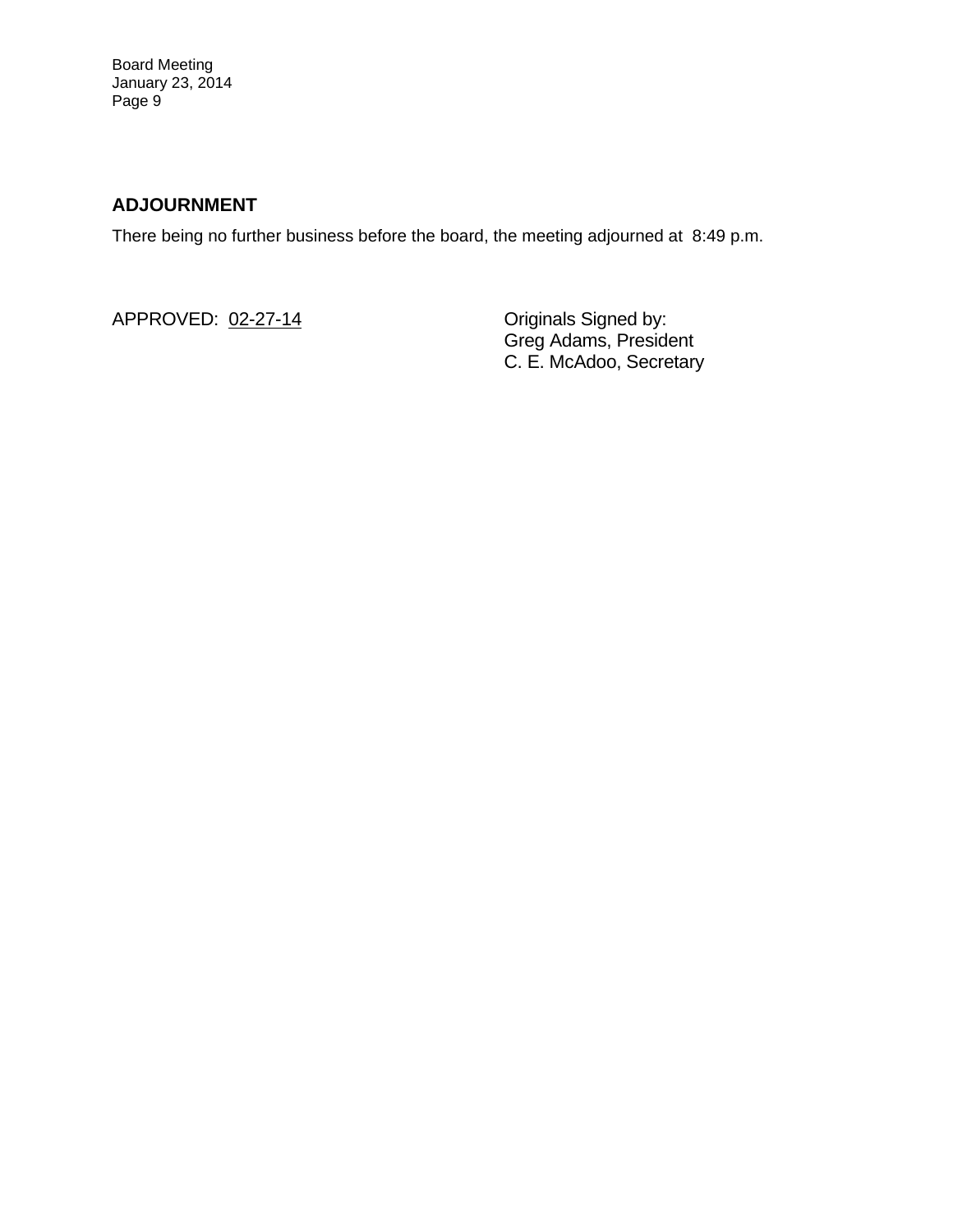## ADJOURNMENT

There being no further business before the board, the meeting adjourned at 8:49 p.m.

APPROVED: 02-27-14

Originals Signed by:
Greg Adams, President
C. E. McAdoo, Secretary